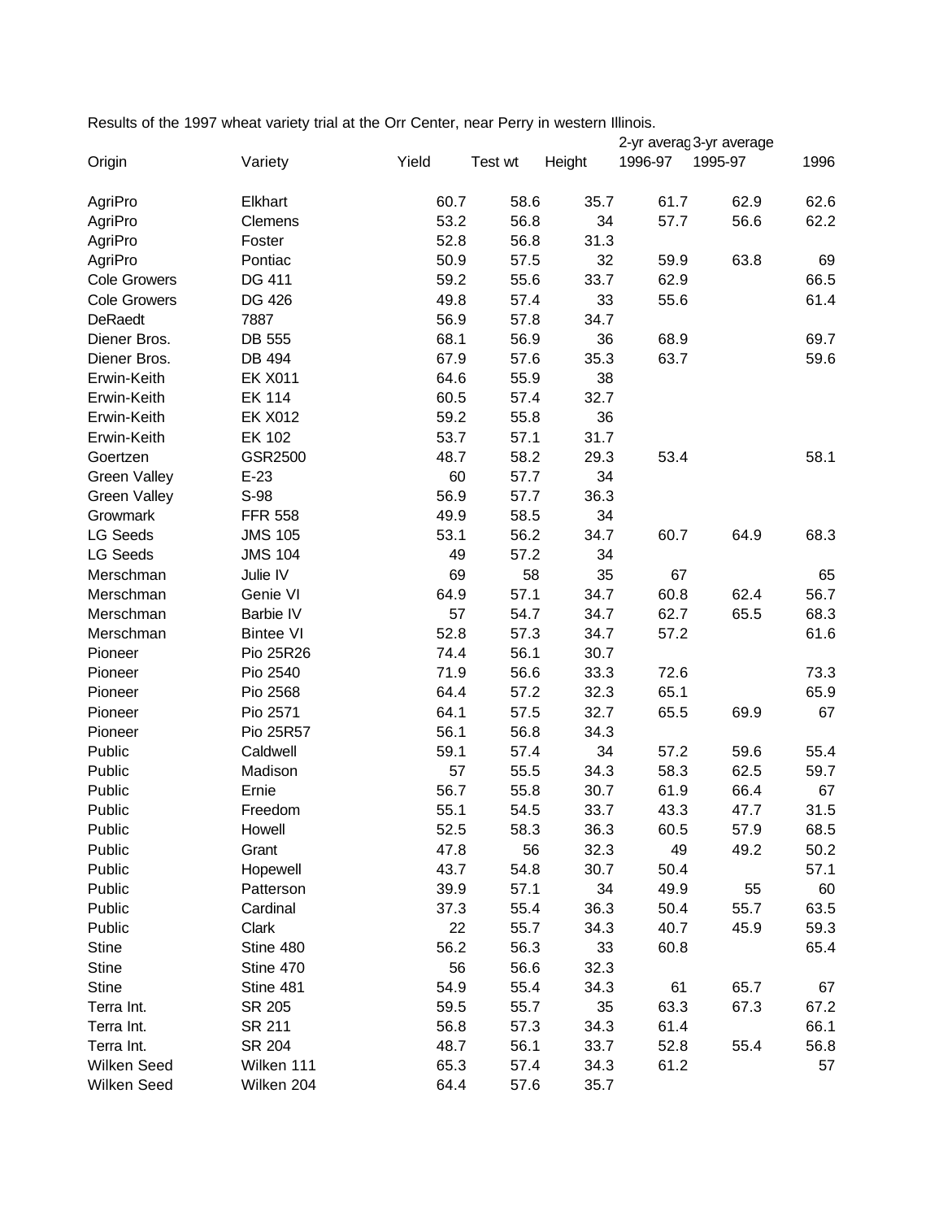Results of the 1997 wheat variety trial at the Orr Center, near Perry in western Illinois.

| Origin | Variety | Yield | Test wt | Height | 2-yr averag 1996-97 | 3-yr average 1995-97 | 1996 |
|---|---|---|---|---|---|---|---|
| AgriPro | Elkhart | 60.7 | 58.6 | 35.7 | 61.7 | 62.9 | 62.6 |
| AgriPro | Clemens | 53.2 | 56.8 | 34 | 57.7 | 56.6 | 62.2 |
| AgriPro | Foster | 52.8 | 56.8 | 31.3 | | | |
| AgriPro | Pontiac | 50.9 | 57.5 | 32 | 59.9 | 63.8 | 69 |
| Cole Growers | DG 411 | 59.2 | 55.6 | 33.7 | 62.9 | | 66.5 |
| Cole Growers | DG 426 | 49.8 | 57.4 | 33 | 55.6 | | 61.4 |
| DeRaedt | 7887 | 56.9 | 57.8 | 34.7 | | | |
| Diener Bros. | DB 555 | 68.1 | 56.9 | 36 | 68.9 | | 69.7 |
| Diener Bros. | DB 494 | 67.9 | 57.6 | 35.3 | 63.7 | | 59.6 |
| Erwin-Keith | EK X011 | 64.6 | 55.9 | 38 | | | |
| Erwin-Keith | EK 114 | 60.5 | 57.4 | 32.7 | | | |
| Erwin-Keith | EK X012 | 59.2 | 55.8 | 36 | | | |
| Erwin-Keith | EK 102 | 53.7 | 57.1 | 31.7 | | | |
| Goertzen | GSR2500 | 48.7 | 58.2 | 29.3 | 53.4 | | 58.1 |
| Green Valley | E-23 | 60 | 57.7 | 34 | | | |
| Green Valley | S-98 | 56.9 | 57.7 | 36.3 | | | |
| Growmark | FFR 558 | 49.9 | 58.5 | 34 | | | |
| LG Seeds | JMS 105 | 53.1 | 56.2 | 34.7 | 60.7 | 64.9 | 68.3 |
| LG Seeds | JMS 104 | 49 | 57.2 | 34 | | | |
| Merschman | Julie IV | 69 | 58 | 35 | 67 | | 65 |
| Merschman | Genie VI | 64.9 | 57.1 | 34.7 | 60.8 | 62.4 | 56.7 |
| Merschman | Barbie IV | 57 | 54.7 | 34.7 | 62.7 | 65.5 | 68.3 |
| Merschman | Bintee VI | 52.8 | 57.3 | 34.7 | 57.2 | | 61.6 |
| Pioneer | Pio 25R26 | 74.4 | 56.1 | 30.7 | | | |
| Pioneer | Pio 2540 | 71.9 | 56.6 | 33.3 | 72.6 | | 73.3 |
| Pioneer | Pio 2568 | 64.4 | 57.2 | 32.3 | 65.1 | | 65.9 |
| Pioneer | Pio 2571 | 64.1 | 57.5 | 32.7 | 65.5 | 69.9 | 67 |
| Pioneer | Pio 25R57 | 56.1 | 56.8 | 34.3 | | | |
| Public | Caldwell | 59.1 | 57.4 | 34 | 57.2 | 59.6 | 55.4 |
| Public | Madison | 57 | 55.5 | 34.3 | 58.3 | 62.5 | 59.7 |
| Public | Ernie | 56.7 | 55.8 | 30.7 | 61.9 | 66.4 | 67 |
| Public | Freedom | 55.1 | 54.5 | 33.7 | 43.3 | 47.7 | 31.5 |
| Public | Howell | 52.5 | 58.3 | 36.3 | 60.5 | 57.9 | 68.5 |
| Public | Grant | 47.8 | 56 | 32.3 | 49 | 49.2 | 50.2 |
| Public | Hopewell | 43.7 | 54.8 | 30.7 | 50.4 | | 57.1 |
| Public | Patterson | 39.9 | 57.1 | 34 | 49.9 | 55 | 60 |
| Public | Cardinal | 37.3 | 55.4 | 36.3 | 50.4 | 55.7 | 63.5 |
| Public | Clark | 22 | 55.7 | 34.3 | 40.7 | 45.9 | 59.3 |
| Stine | Stine 480 | 56.2 | 56.3 | 33 | 60.8 | | 65.4 |
| Stine | Stine 470 | 56 | 56.6 | 32.3 | | | |
| Stine | Stine 481 | 54.9 | 55.4 | 34.3 | 61 | 65.7 | 67 |
| Terra Int. | SR 205 | 59.5 | 55.7 | 35 | 63.3 | 67.3 | 67.2 |
| Terra Int. | SR 211 | 56.8 | 57.3 | 34.3 | 61.4 | | 66.1 |
| Terra Int. | SR 204 | 48.7 | 56.1 | 33.7 | 52.8 | 55.4 | 56.8 |
| Wilken Seed | Wilken 111 | 65.3 | 57.4 | 34.3 | 61.2 | | 57 |
| Wilken Seed | Wilken 204 | 64.4 | 57.6 | 35.7 | | | |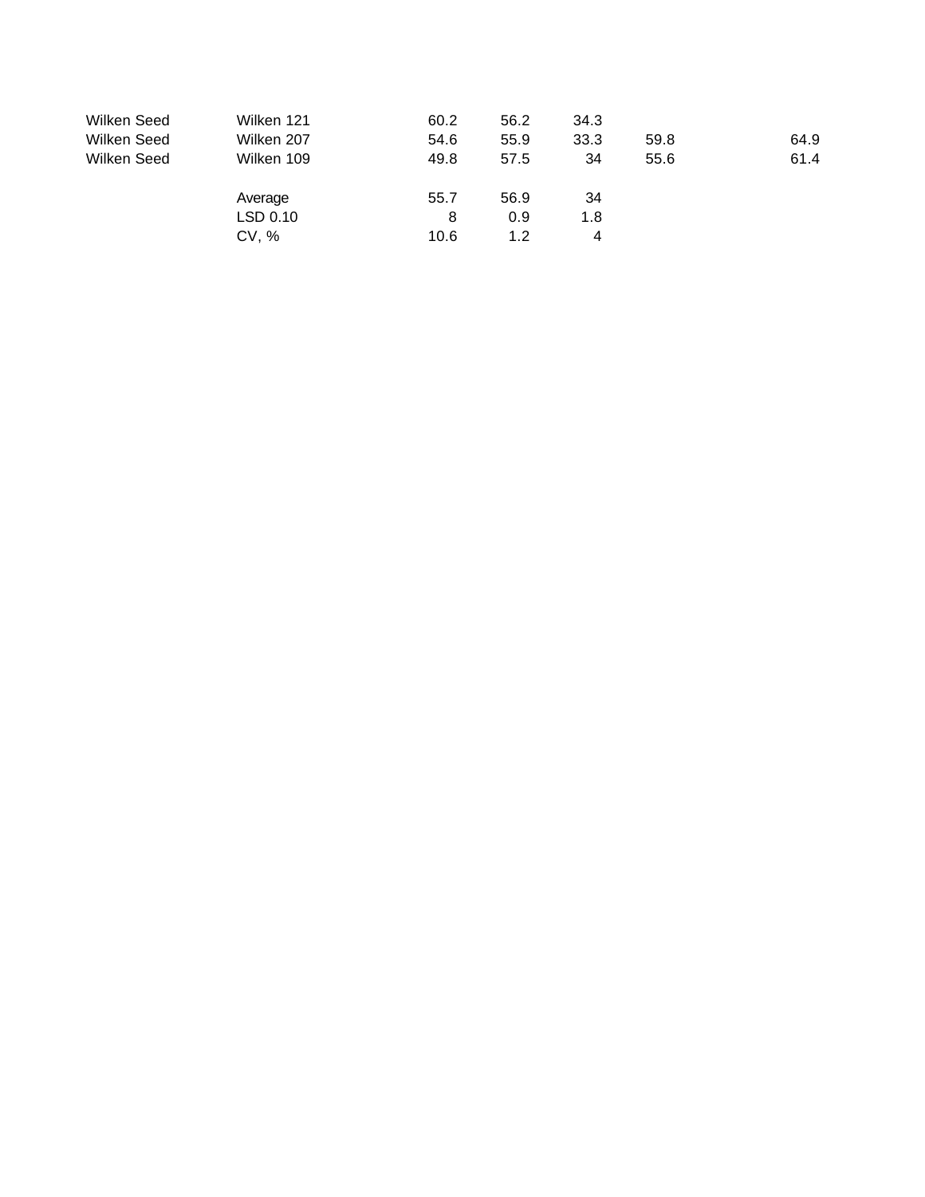| | | | | | | |
|---|---|---|---|---|---|---|
| Wilken Seed | Wilken 121 | 60.2 | 56.2 | 34.3 | | |
| Wilken Seed | Wilken 207 | 54.6 | 55.9 | 33.3 | 59.8 | 64.9 |
| Wilken Seed | Wilken 109 | 49.8 | 57.5 | 34 | 55.6 | 61.4 |
| | | | | | | |
| | Average | 55.7 | 56.9 | 34 | | |
| | LSD 0.10 | 8 | 0.9 | 1.8 | | |
| | CV, % | 10.6 | 1.2 | 4 | | |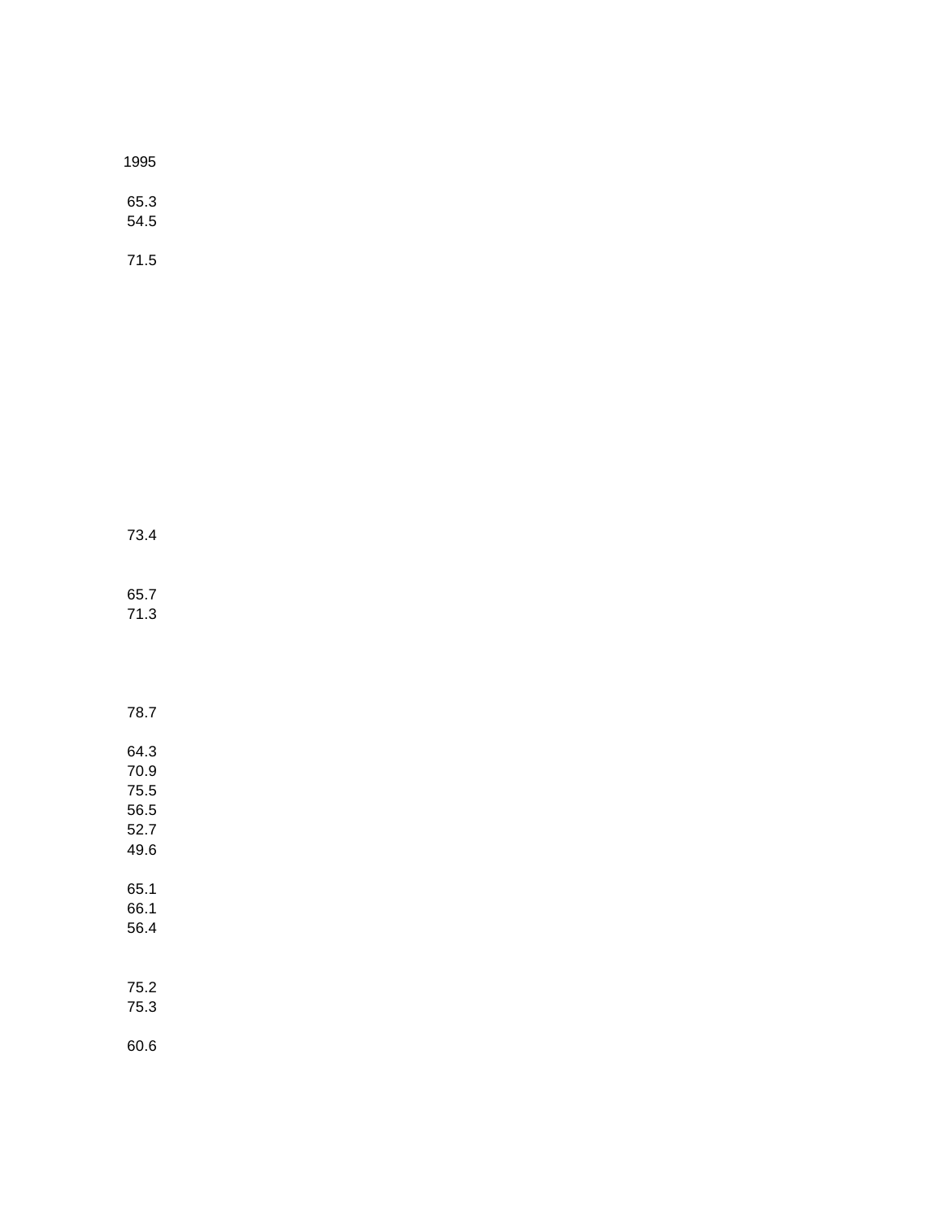| 1995 |
|---|
| |
| 65.3 |
| 54.5 |
| |
| 71.5 |
| |
| |
| |
| |
| |
| |
| |
| |
| |
| |
| |
| |
| |
| 73.4 |
| |
| |
| 65.7 |
| 71.3 |
| |
| |
| |
| |
| 78.7 |
| |
| 64.3 |
| 70.9 |
| 75.5 |
| 56.5 |
| 52.7 |
| 49.6 |
| |
| 65.1 |
| 66.1 |
| 56.4 |
| |
| |
| 75.2 |
| 75.3 |
| |
| 60.6 |